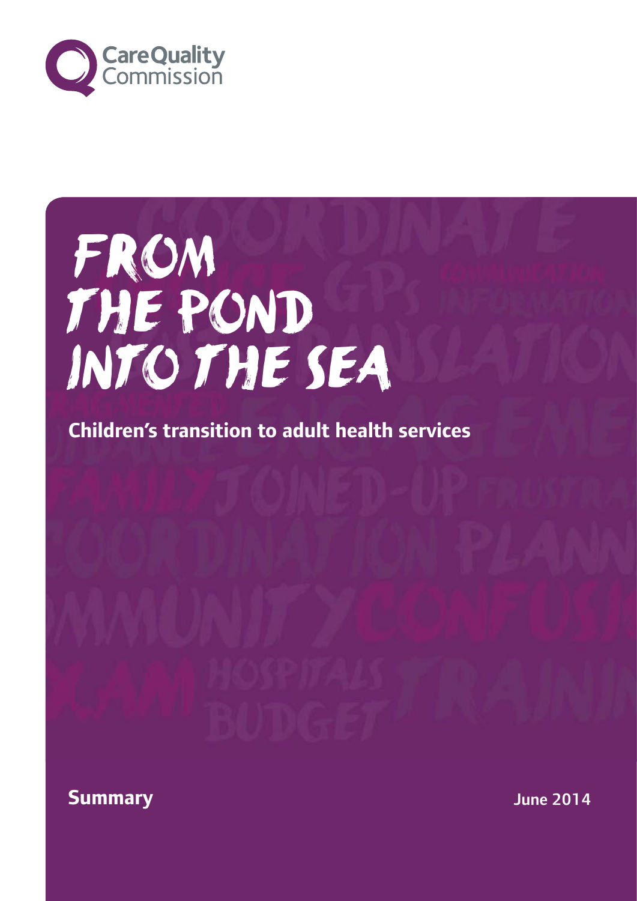Care Quality Commission

# FROM THE POND INTO THE SEA

## Children's transition to adult health services

**Summary**

June 2014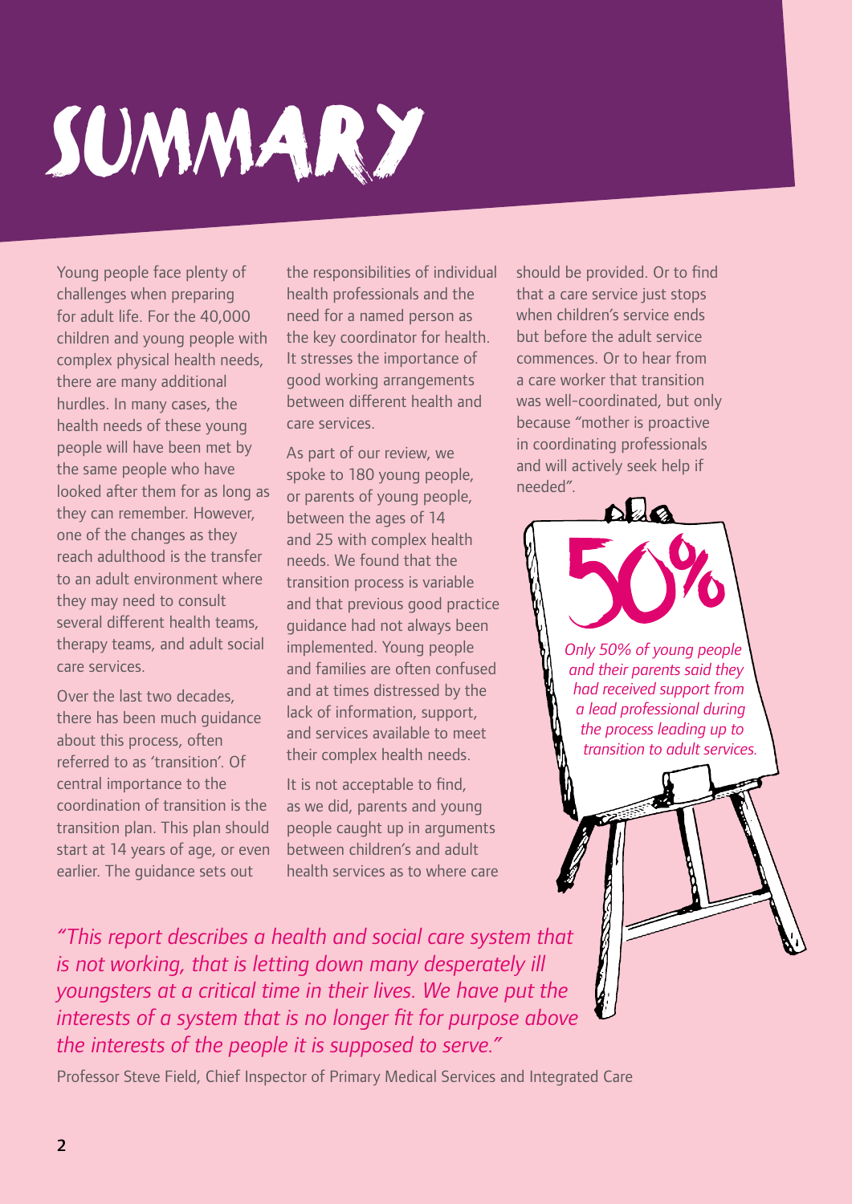# SUMMARY

Young people face plenty of challenges when preparing for adult life. For the 40,000 children and young people with complex physical health needs, there are many additional hurdles. In many cases, the health needs of these young people will have been met by the same people who have looked after them for as long as they can remember. However, one of the changes as they reach adulthood is the transfer to an adult environment where they may need to consult several different health teams, therapy teams, and adult social care services.

Over the last two decades, there has been much guidance about this process, often referred to as 'transition'. Of central importance to the coordination of transition is the transition plan. This plan should start at 14 years of age, or even earlier. The guidance sets out the responsibilities of individual health professionals and the need for a named person as the key coordinator for health. It stresses the importance of good working arrangements between different health and care services.

As part of our review, we spoke to 180 young people, or parents of young people, between the ages of 14 and 25 with complex health needs. We found that the transition process is variable and that previous good practice guidance had not always been implemented. Young people and families are often confused and at times distressed by the lack of information, support, and services available to meet their complex health needs.

It is not acceptable to find, as we did, parents and young people caught up in arguments between children's and adult health services as to where care should be provided. Or to find that a care service just stops when children's service ends but before the adult service commences. Or to hear from a care worker that transition was well-coordinated, but only because "mother is proactive in coordinating professionals and will actively seek help if needed".

**50%**

*Only 50% of young people and their parents said they had received support from a lead professional during the process leading up to transition to adult services.*

*"This report describes a health and social care system that is not working, that is letting down many desperately ill youngsters at a critical time in their lives. We have put the interests of a system that is no longer fit for purpose above the interests of the people it is supposed to serve."*

Professor Steve Field, Chief Inspector of Primary Medical Services and Integrated Care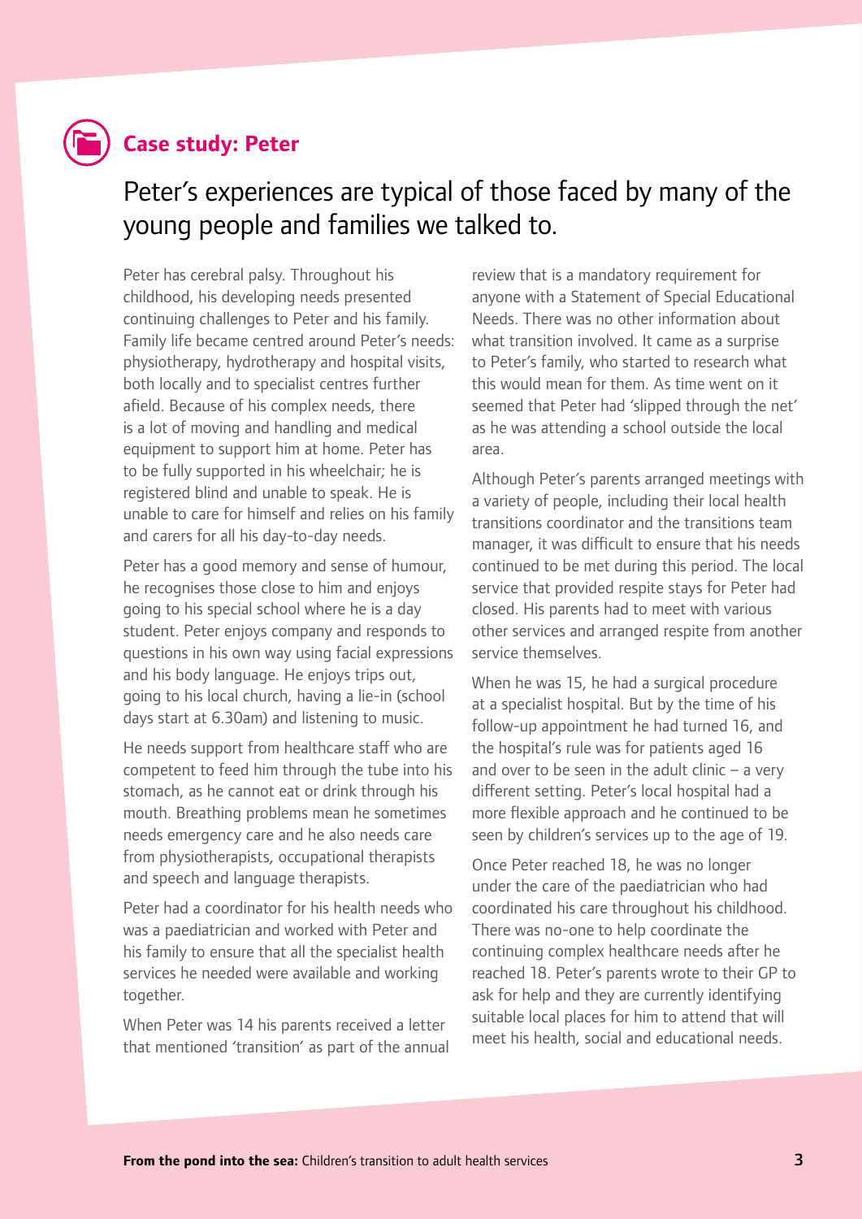## Case study: Peter

### Peter's experiences are typical of those faced by many of the young people and families we talked to.

Peter has cerebral palsy. Throughout his childhood, his developing needs presented continuing challenges to Peter and his family. Family life became centred around Peter's needs: physiotherapy, hydrotherapy and hospital visits, both locally and to specialist centres further afield. Because of his complex needs, there is a lot of moving and handling and medical equipment to support him at home. Peter has to be fully supported in his wheelchair; he is registered blind and unable to speak. He is unable to care for himself and relies on his family and carers for all his day-to-day needs.

Peter has a good memory and sense of humour, he recognises those close to him and enjoys going to his special school where he is a day student. Peter enjoys company and responds to questions in his own way using facial expressions and his body language. He enjoys trips out, going to his local church, having a lie-in (school days start at 6.30am) and listening to music.

He needs support from healthcare staff who are competent to feed him through the tube into his stomach, as he cannot eat or drink through his mouth. Breathing problems mean he sometimes needs emergency care and he also needs care from physiotherapists, occupational therapists and speech and language therapists.

Peter had a coordinator for his health needs who was a paediatrician and worked with Peter and his family to ensure that all the specialist health services he needed were available and working together.

When Peter was 14 his parents received a letter that mentioned 'transition' as part of the annual review that is a mandatory requirement for anyone with a Statement of Special Educational Needs. There was no other information about what transition involved. It came as a surprise to Peter's family, who started to research what this would mean for them. As time went on it seemed that Peter had 'slipped through the net' as he was attending a school outside the local area.

Although Peter's parents arranged meetings with a variety of people, including their local health transitions coordinator and the transitions team manager, it was difficult to ensure that his needs continued to be met during this period. The local service that provided respite stays for Peter had closed. His parents had to meet with various other services and arranged respite from another service themselves.

When he was 15, he had a surgical procedure at a specialist hospital. But by the time of his follow-up appointment he had turned 16, and the hospital's rule was for patients aged 16 and over to be seen in the adult clinic – a very different setting. Peter's local hospital had a more flexible approach and he continued to be seen by children's services up to the age of 19.

Once Peter reached 18, he was no longer under the care of the paediatrician who had coordinated his care throughout his childhood. There was no-one to help coordinate the continuing complex healthcare needs after he reached 18. Peter's parents wrote to their GP to ask for help and they are currently identifying suitable local places for him to attend that will meet his health, social and educational needs.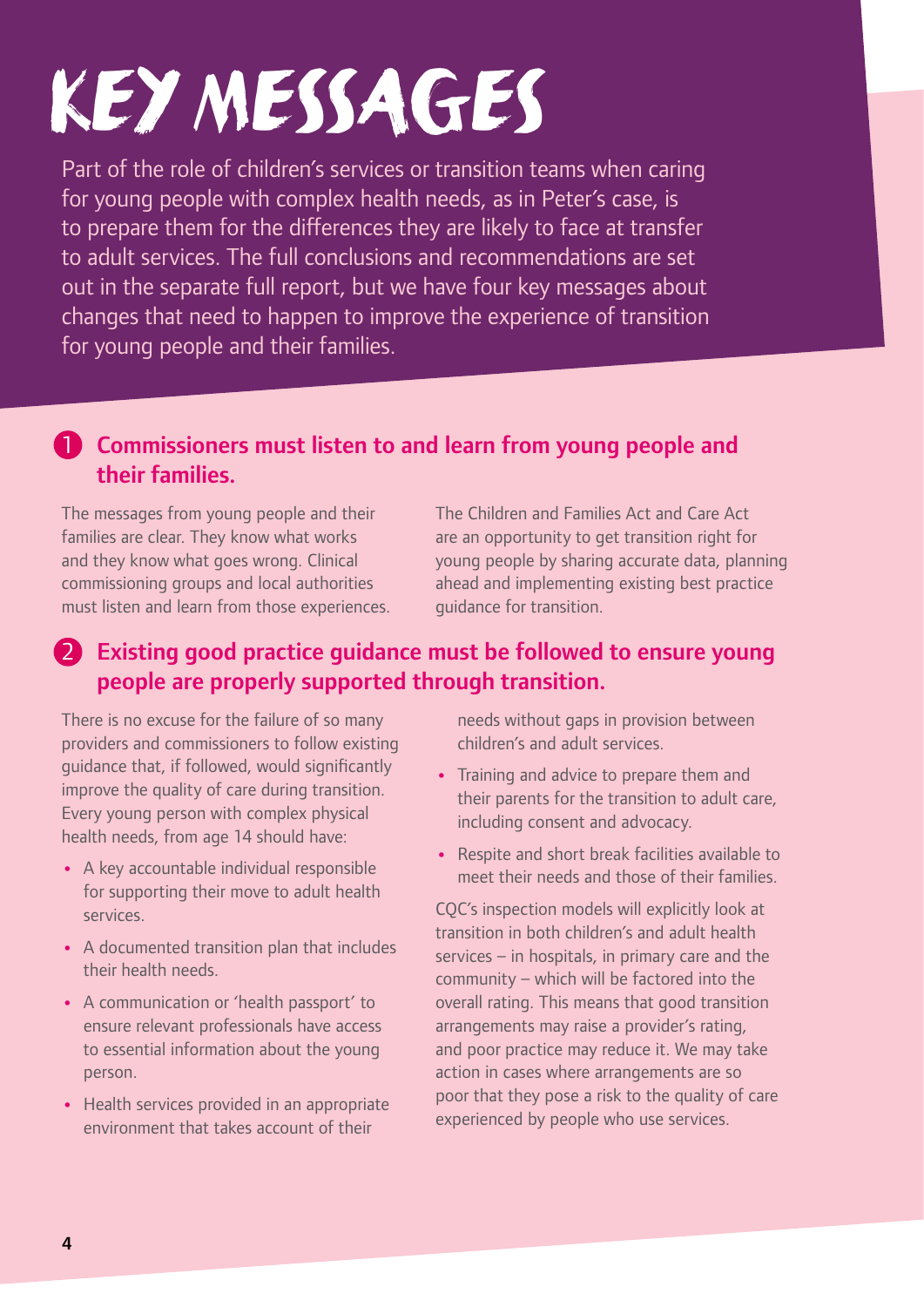# KEY MESSAGES

Part of the role of children's services or transition teams when caring for young people with complex health needs, as in Peter's case, is to prepare them for the differences they are likely to face at transfer to adult services. The full conclusions and recommendations are set out in the separate full report, but we have four key messages about changes that need to happen to improve the experience of transition for young people and their families.

## 1 Commissioners must listen to and learn from young people and their families.

The messages from young people and their families are clear. They know what works and they know what goes wrong. Clinical commissioning groups and local authorities must listen and learn from those experiences.

The Children and Families Act and Care Act are an opportunity to get transition right for young people by sharing accurate data, planning ahead and implementing existing best practice guidance for transition.

## 2 Existing good practice guidance must be followed to ensure young people are properly supported through transition.

There is no excuse for the failure of so many providers and commissioners to follow existing guidance that, if followed, would significantly improve the quality of care during transition. Every young person with complex physical health needs, from age 14 should have:

- A key accountable individual responsible for supporting their move to adult health services.
- A documented transition plan that includes their health needs.
- A communication or 'health passport' to ensure relevant professionals have access to essential information about the young person.
- Health services provided in an appropriate environment that takes account of their needs without gaps in provision between children's and adult services.
- Training and advice to prepare them and their parents for the transition to adult care, including consent and advocacy.
- Respite and short break facilities available to meet their needs and those of their families.

CQC's inspection models will explicitly look at transition in both children's and adult health services – in hospitals, in primary care and the community – which will be factored into the overall rating. This means that good transition arrangements may raise a provider's rating, and poor practice may reduce it. We may take action in cases where arrangements are so poor that they pose a risk to the quality of care experienced by people who use services.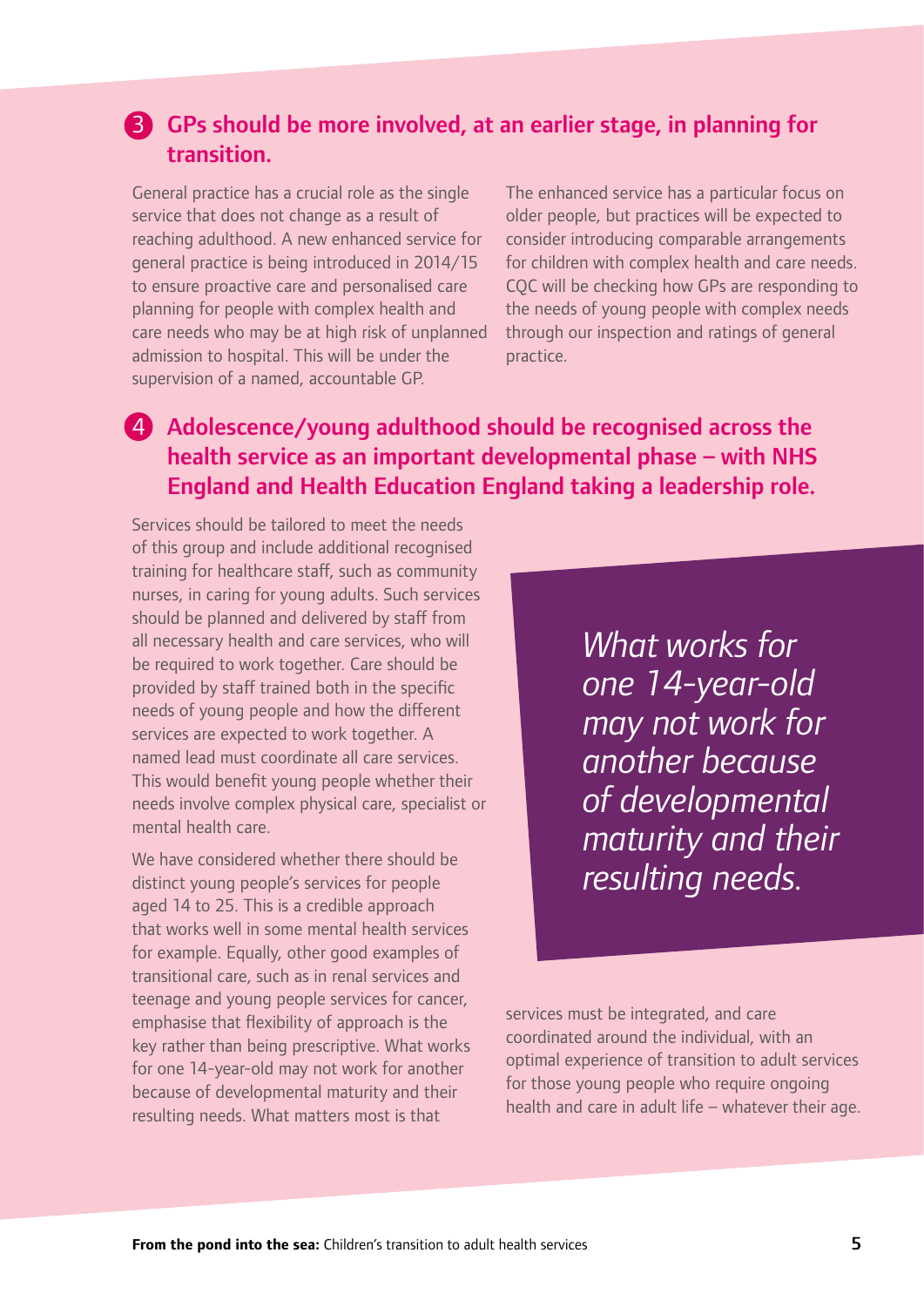### 3 GPs should be more involved, at an earlier stage, in planning for transition.

General practice has a crucial role as the single service that does not change as a result of reaching adulthood. A new enhanced service for general practice is being introduced in 2014/15 to ensure proactive care and personalised care planning for people with complex health and care needs who may be at high risk of unplanned admission to hospital. This will be under the supervision of a named, accountable GP.

The enhanced service has a particular focus on older people, but practices will be expected to consider introducing comparable arrangements for children with complex health and care needs. CQC will be checking how GPs are responding to the needs of young people with complex needs through our inspection and ratings of general practice.

### 4 Adolescence/young adulthood should be recognised across the health service as an important developmental phase – with NHS England and Health Education England taking a leadership role.

Services should be tailored to meet the needs of this group and include additional recognised training for healthcare staff, such as community nurses, in caring for young adults. Such services should be planned and delivered by staff from all necessary health and care services, who will be required to work together. Care should be provided by staff trained both in the specific needs of young people and how the different services are expected to work together. A named lead must coordinate all care services. This would benefit young people whether their needs involve complex physical care, specialist or mental health care.

We have considered whether there should be distinct young people's services for people aged 14 to 25. This is a credible approach that works well in some mental health services for example. Equally, other good examples of transitional care, such as in renal services and teenage and young people services for cancer, emphasise that flexibility of approach is the key rather than being prescriptive. What works for one 14-year-old may not work for another because of developmental maturity and their resulting needs. What matters most is that services must be integrated, and care coordinated around the individual, with an optimal experience of transition to adult services for those young people who require ongoing health and care in adult life – whatever their age.

> *What works for one 14-year-old may not work for another because of developmental maturity and their resulting needs.*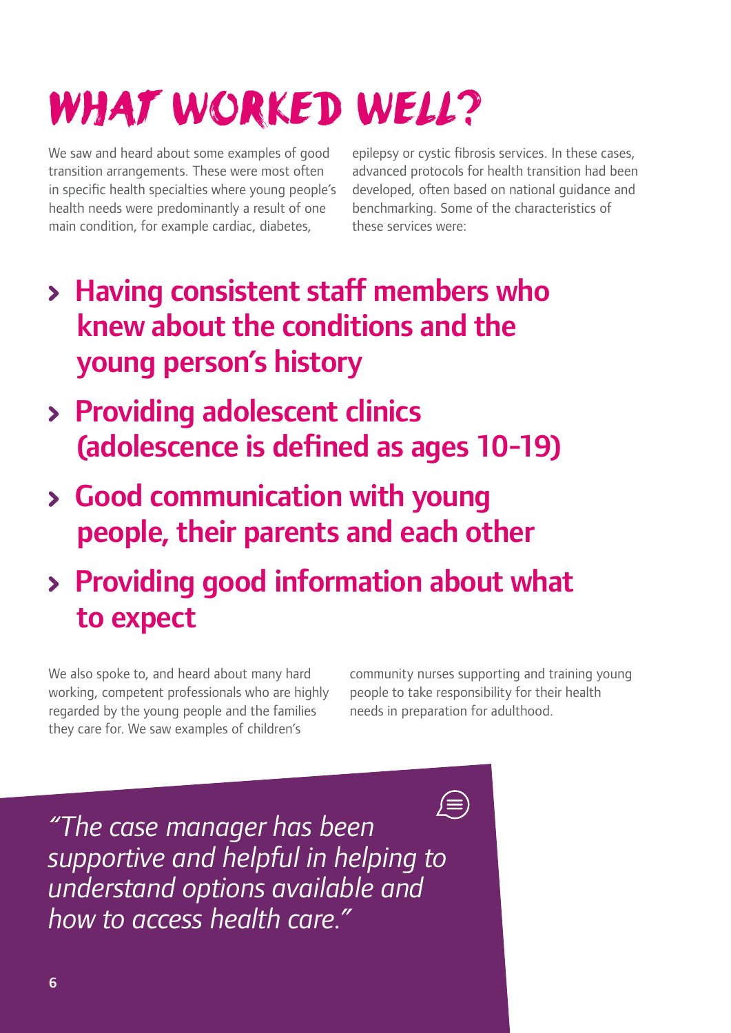# WHAT WORKED WELL?

We saw and heard about some examples of good transition arrangements. These were most often in specific health specialties where young people's health needs were predominantly a result of one main condition, for example cardiac, diabetes, epilepsy or cystic fibrosis services. In these cases, advanced protocols for health transition had been developed, often based on national guidance and benchmarking. Some of the characteristics of these services were:

- **Having consistent staff members who knew about the conditions and the young person's history**
- **Providing adolescent clinics (adolescence is defined as ages 10-19)**
- **Good communication with young people, their parents and each other**
- **Providing good information about what to expect**

We also spoke to, and heard about many hard working, competent professionals who are highly regarded by the young people and the families they care for. We saw examples of children's community nurses supporting and training young people to take responsibility for their health needs in preparation for adulthood.

*"The case manager has been supportive and helpful in helping to understand options available and how to access health care."*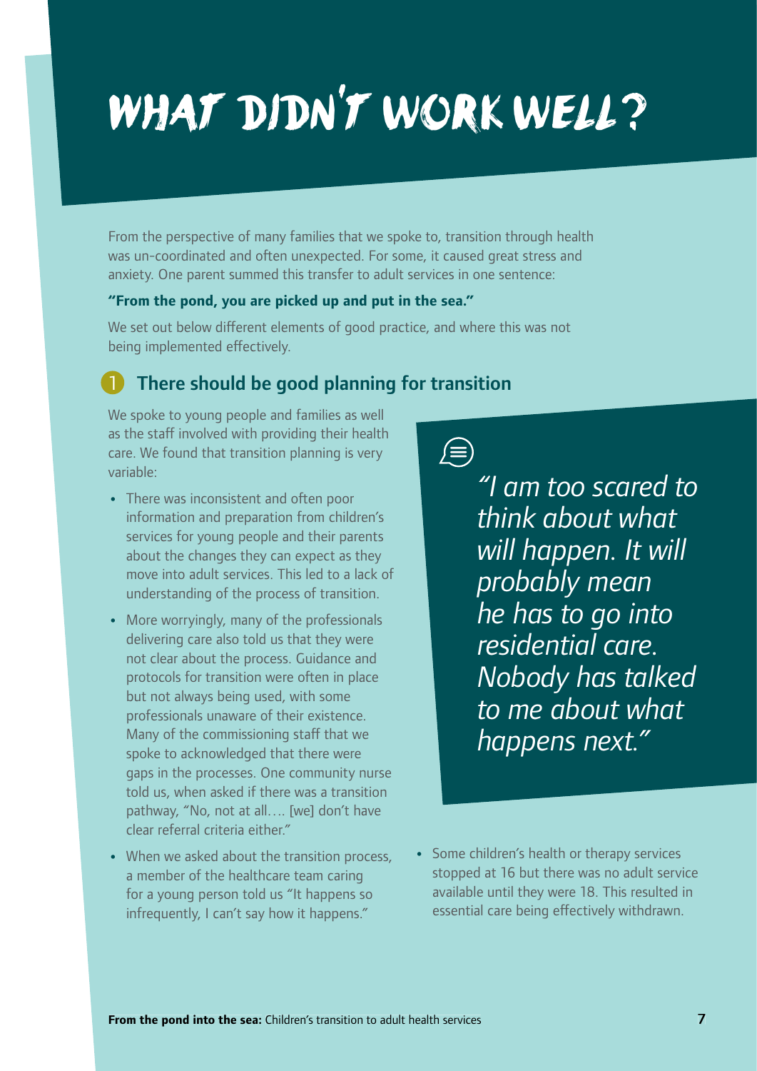# WHAT DIDN'T WORK WELL?

From the perspective of many families that we spoke to, transition through health was un-coordinated and often unexpected. For some, it caused great stress and anxiety. One parent summed this transfer to adult services in one sentence:

**"From the pond, you are picked up and put in the sea."**

We set out below different elements of good practice, and where this was not being implemented effectively.

## 1 There should be good planning for transition

We spoke to young people and families as well as the staff involved with providing their health care. We found that transition planning is very variable:

- There was inconsistent and often poor information and preparation from children's services for young people and their parents about the changes they can expect as they move into adult services. This led to a lack of understanding of the process of transition.
- More worryingly, many of the professionals delivering care also told us that they were not clear about the process. Guidance and protocols for transition were often in place but not always being used, with some professionals unaware of their existence. Many of the commissioning staff that we spoke to acknowledged that there were gaps in the processes. One community nurse told us, when asked if there was a transition pathway, "No, not at all…. [we] don't have clear referral criteria either."
- When we asked about the transition process, a member of the healthcare team caring for a young person told us "It happens so infrequently, I can't say how it happens."

> *"I am too scared to think about what will happen. It will probably mean he has to go into residential care. Nobody has talked to me about what happens next."*

- Some children's health or therapy services stopped at 16 but there was no adult service available until they were 18. This resulted in essential care being effectively withdrawn.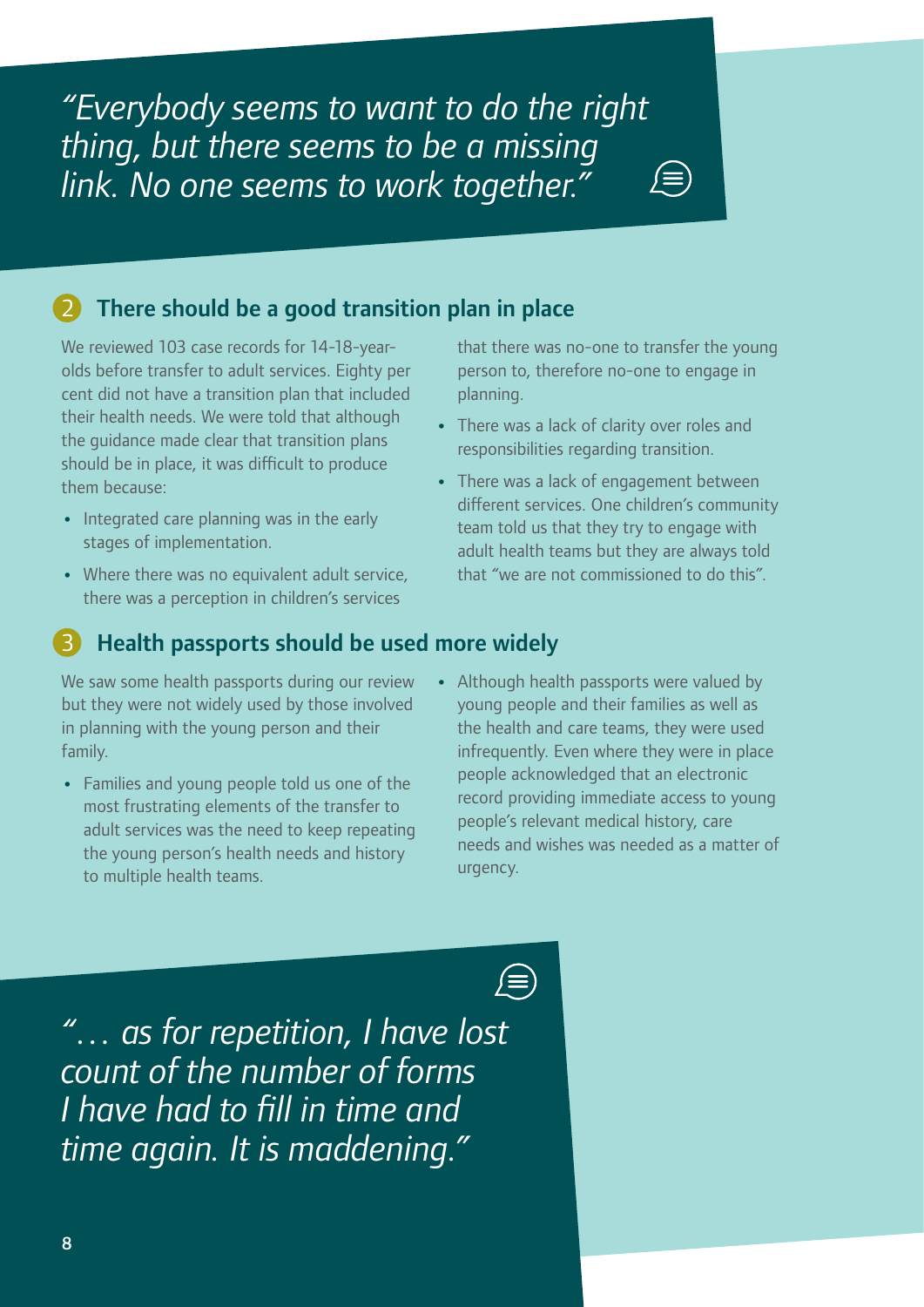*"Everybody seems to want to do the right thing, but there seems to be a missing link. No one seems to work together."*

## 2 There should be a good transition plan in place

We reviewed 103 case records for 14-18-year-olds before transfer to adult services. Eighty per cent did not have a transition plan that included their health needs. We were told that although the guidance made clear that transition plans should be in place, it was difficult to produce them because:

- Integrated care planning was in the early stages of implementation.
- Where there was no equivalent adult service, there was a perception in children's services that there was no-one to transfer the young person to, therefore no-one to engage in planning.
- There was a lack of clarity over roles and responsibilities regarding transition.
- There was a lack of engagement between different services. One children's community team told us that they try to engage with adult health teams but they are always told that "we are not commissioned to do this".

## 3 Health passports should be used more widely

We saw some health passports during our review but they were not widely used by those involved in planning with the young person and their family.

- Families and young people told us one of the most frustrating elements of the transfer to adult services was the need to keep repeating the young person's health needs and history to multiple health teams.
- Although health passports were valued by young people and their families as well as the health and care teams, they were used infrequently. Even where they were in place people acknowledged that an electronic record providing immediate access to young people's relevant medical history, care needs and wishes was needed as a matter of urgency.

*"… as for repetition, I have lost count of the number of forms I have had to fill in time and time again. It is maddening."*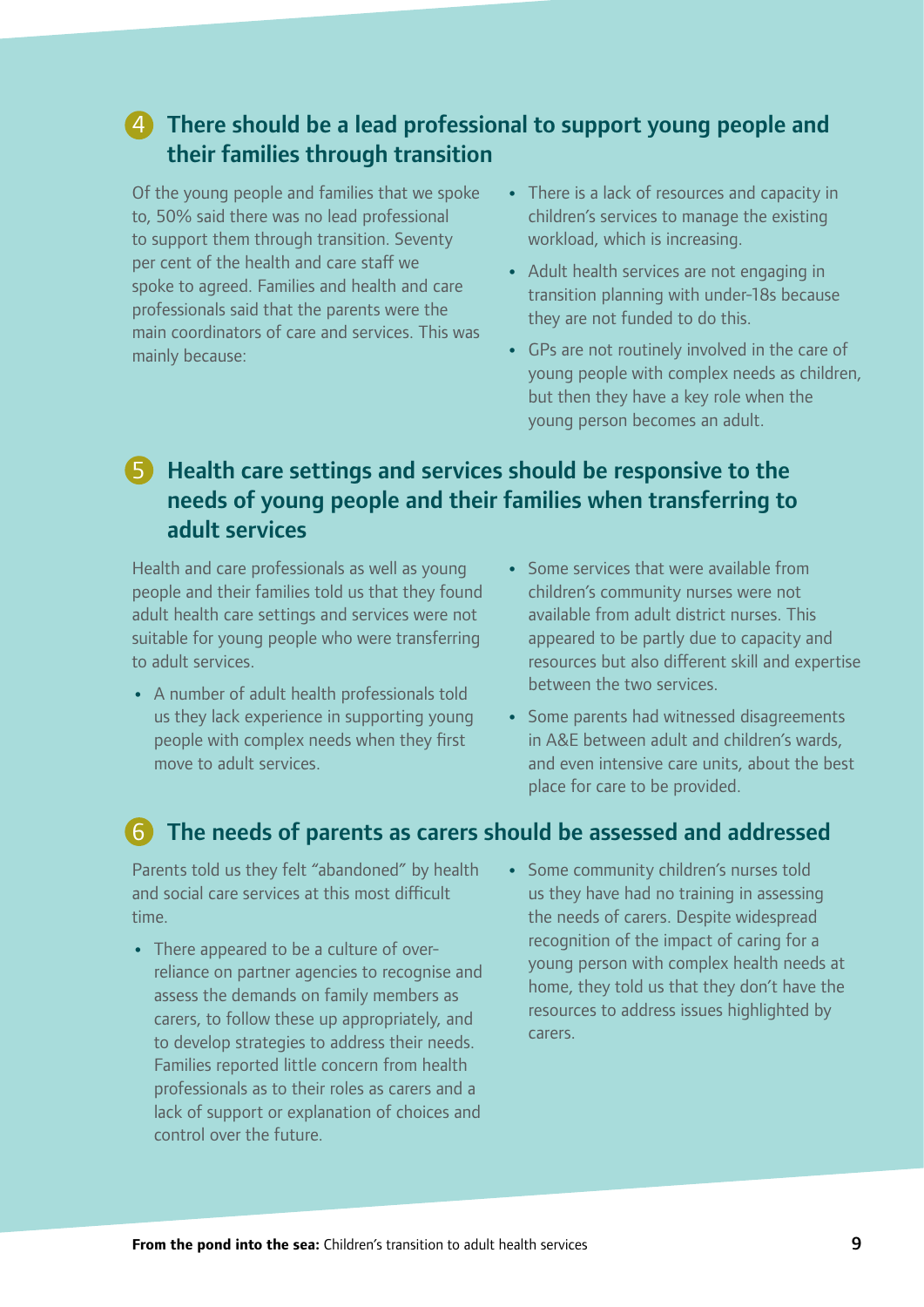## 4 There should be a lead professional to support young people and their families through transition

Of the young people and families that we spoke to, 50% said there was no lead professional to support them through transition. Seventy per cent of the health and care staff we spoke to agreed. Families and health and care professionals said that the parents were the main coordinators of care and services. This was mainly because:

- There is a lack of resources and capacity in children's services to manage the existing workload, which is increasing.
- Adult health services are not engaging in transition planning with under-18s because they are not funded to do this.
- GPs are not routinely involved in the care of young people with complex needs as children, but then they have a key role when the young person becomes an adult.

## 5 Health care settings and services should be responsive to the needs of young people and their families when transferring to adult services

Health and care professionals as well as young people and their families told us that they found adult health care settings and services were not suitable for young people who were transferring to adult services.

- A number of adult health professionals told us they lack experience in supporting young people with complex needs when they first move to adult services.
- Some services that were available from children's community nurses were not available from adult district nurses. This appeared to be partly due to capacity and resources but also different skill and expertise between the two services.
- Some parents had witnessed disagreements in A&E between adult and children's wards, and even intensive care units, about the best place for care to be provided.

## 6 The needs of parents as carers should be assessed and addressed

Parents told us they felt "abandoned" by health and social care services at this most difficult time.

- There appeared to be a culture of over-reliance on partner agencies to recognise and assess the demands on family members as carers, to follow these up appropriately, and to develop strategies to address their needs. Families reported little concern from health professionals as to their roles as carers and a lack of support or explanation of choices and control over the future.
- Some community children's nurses told us they have had no training in assessing the needs of carers. Despite widespread recognition of the impact of caring for a young person with complex health needs at home, they told us that they don't have the resources to address issues highlighted by carers.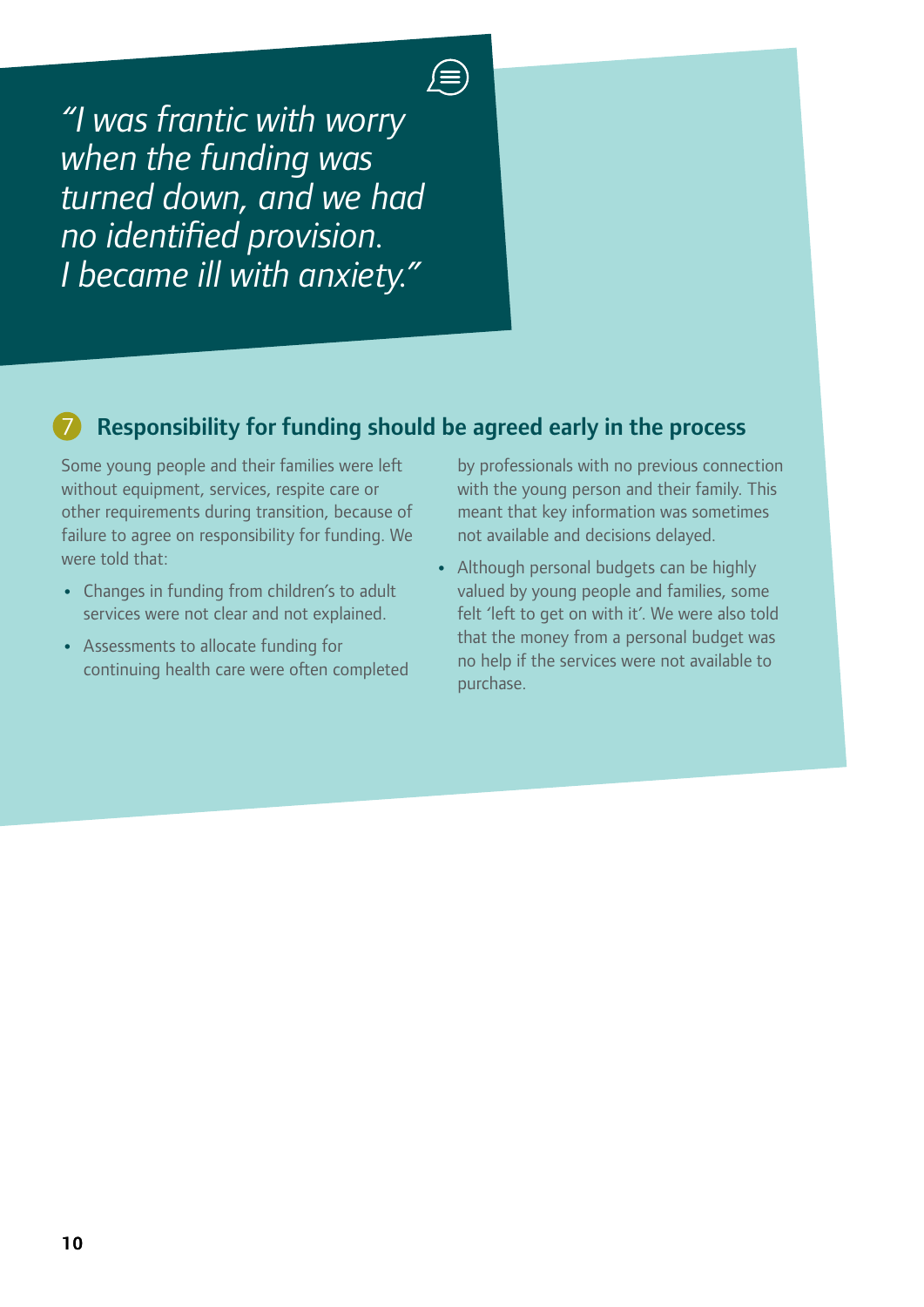*“I was frantic with worry when the funding was turned down, and we had no identified provision. I became ill with anxiety.”*

## 7 Responsibility for funding should be agreed early in the process

Some young people and their families were left without equipment, services, respite care or other requirements during transition, because of failure to agree on responsibility for funding. We were told that:

- Changes in funding from children’s to adult services were not clear and not explained.
- Assessments to allocate funding for continuing health care were often completed by professionals with no previous connection with the young person and their family. This meant that key information was sometimes not available and decisions delayed.
- Although personal budgets can be highly valued by young people and families, some felt ‘left to get on with it’. We were also told that the money from a personal budget was no help if the services were not available to purchase.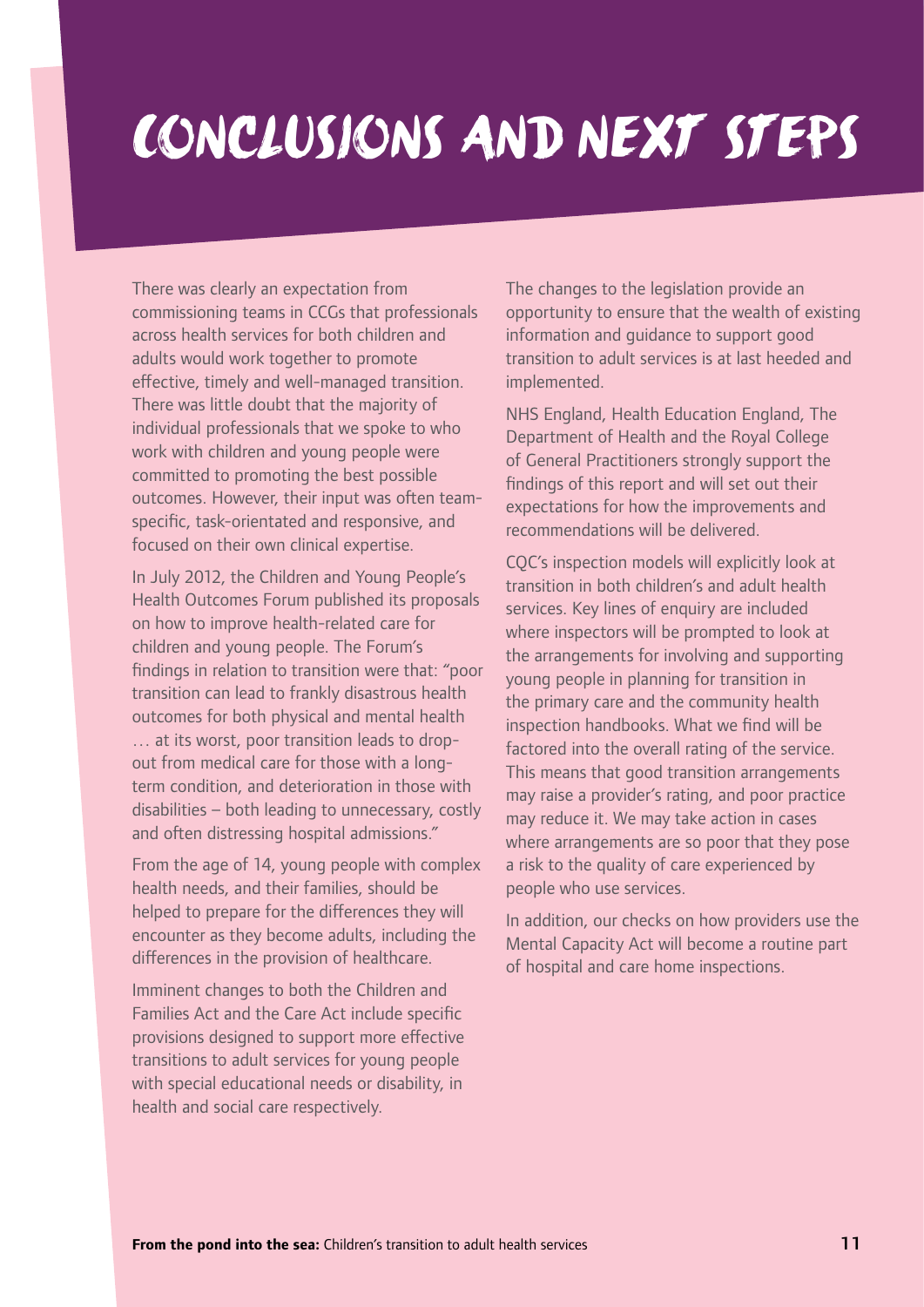# Conclusions and next steps

There was clearly an expectation from commissioning teams in CCGs that professionals across health services for both children and adults would work together to promote effective, timely and well-managed transition. There was little doubt that the majority of individual professionals that we spoke to who work with children and young people were committed to promoting the best possible outcomes. However, their input was often team-specific, task-orientated and responsive, and focused on their own clinical expertise.

In July 2012, the Children and Young People's Health Outcomes Forum published its proposals on how to improve health-related care for children and young people. The Forum's findings in relation to transition were that: "poor transition can lead to frankly disastrous health outcomes for both physical and mental health … at its worst, poor transition leads to drop-out from medical care for those with a long-term condition, and deterioration in those with disabilities – both leading to unnecessary, costly and often distressing hospital admissions."

From the age of 14, young people with complex health needs, and their families, should be helped to prepare for the differences they will encounter as they become adults, including the differences in the provision of healthcare.

Imminent changes to both the Children and Families Act and the Care Act include specific provisions designed to support more effective transitions to adult services for young people with special educational needs or disability, in health and social care respectively.

The changes to the legislation provide an opportunity to ensure that the wealth of existing information and guidance to support good transition to adult services is at last heeded and implemented.

NHS England, Health Education England, The Department of Health and the Royal College of General Practitioners strongly support the findings of this report and will set out their expectations for how the improvements and recommendations will be delivered.

CQC's inspection models will explicitly look at transition in both children's and adult health services. Key lines of enquiry are included where inspectors will be prompted to look at the arrangements for involving and supporting young people in planning for transition in the primary care and the community health inspection handbooks. What we find will be factored into the overall rating of the service. This means that good transition arrangements may raise a provider's rating, and poor practice may reduce it. We may take action in cases where arrangements are so poor that they pose a risk to the quality of care experienced by people who use services.

In addition, our checks on how providers use the Mental Capacity Act will become a routine part of hospital and care home inspections.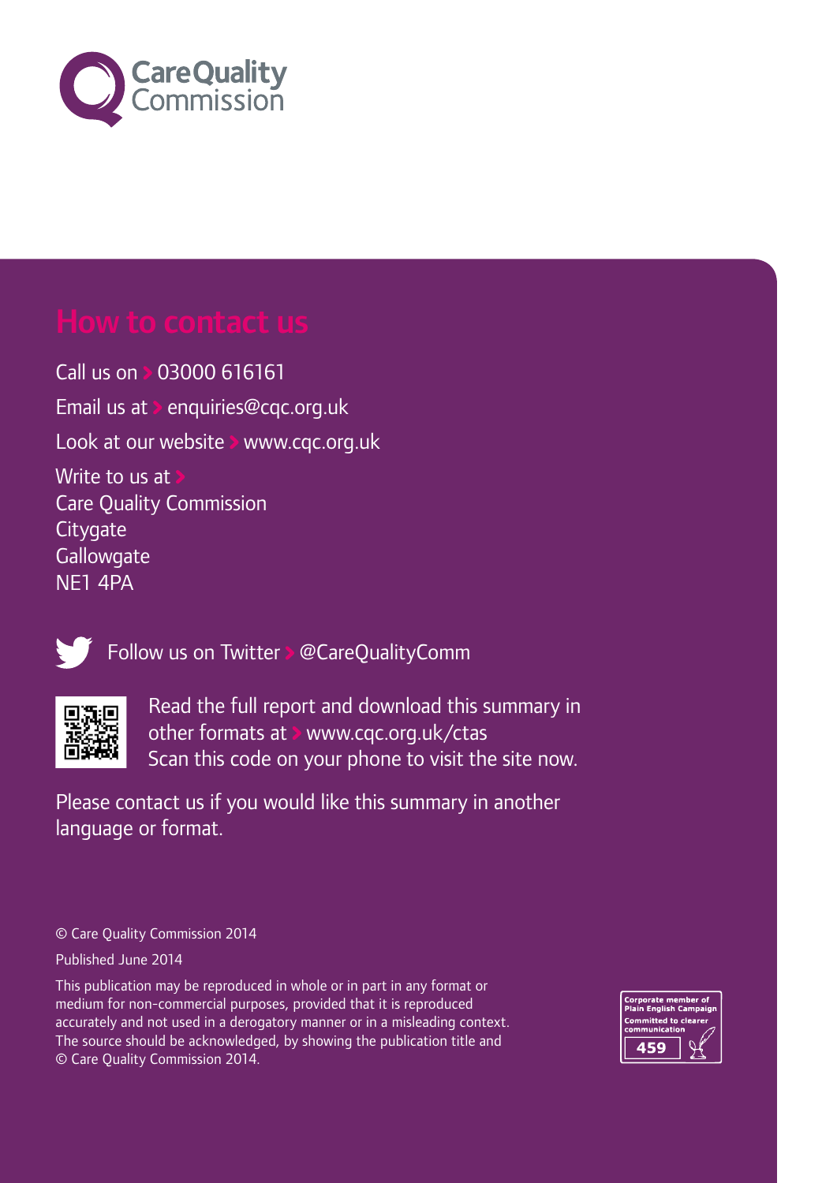Care Quality Commission

## How to contact us

Call us on > 03000 616161

Email us at > enquiries@cqc.org.uk

Look at our website > www.cqc.org.uk

Write to us at >
Care Quality Commission
Citygate
Gallowgate
NE1 4PA

Follow us on Twitter > @CareQualityComm

Read the full report and download this summary in other formats at > www.cqc.org.uk/ctas
Scan this code on your phone to visit the site now.

Please contact us if you would like this summary in another language or format.

© Care Quality Commission 2014

Published June 2014

This publication may be reproduced in whole or in part in any format or medium for non-commercial purposes, provided that it is reproduced accurately and not used in a derogatory manner or in a misleading context. The source should be acknowledged, by showing the publication title and © Care Quality Commission 2014.

Corporate member of Plain English Campaign
Committed to clearer communication
459